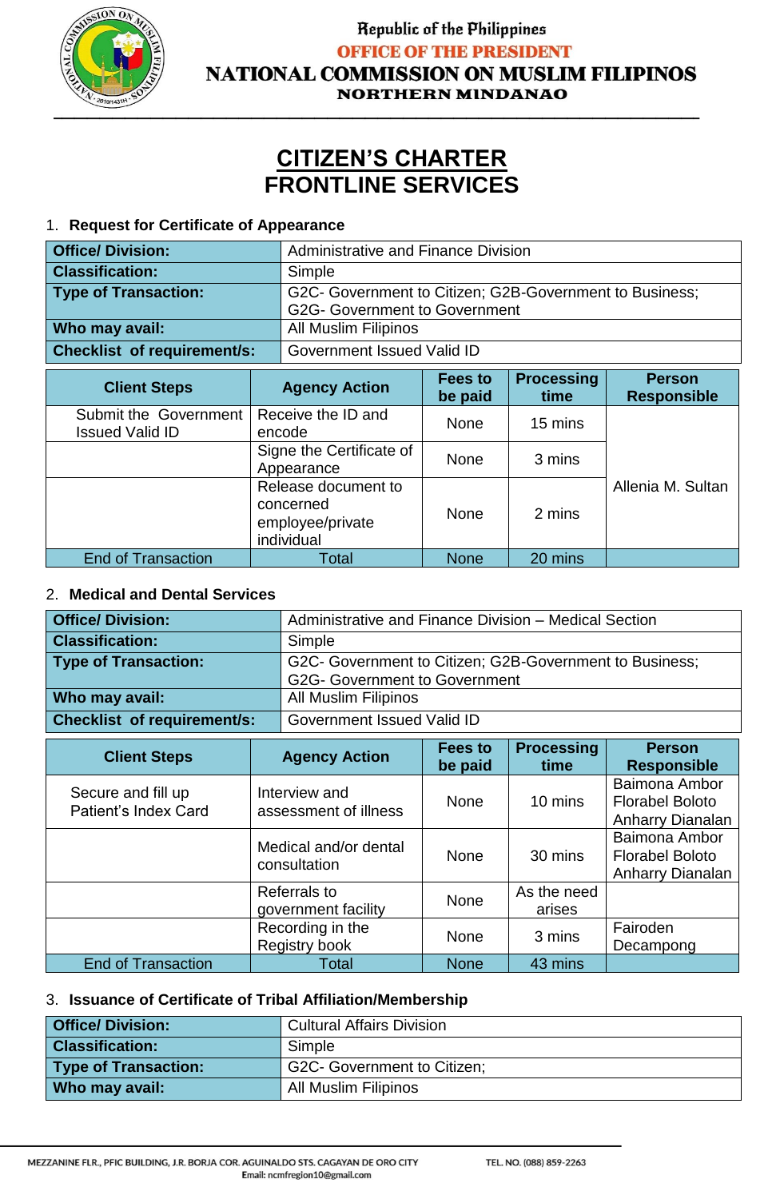Republic of the Philippines
OFFICE OF THE PRESIDENT
NATIONAL COMMISSION ON MUSLIM FILIPINOS
NORTHERN MINDANAO

# CITIZEN'S CHARTER
# FRONTLINE SERVICES

## 1. Request for Certificate of Appearance

| | |
|---|---|
| **Office/ Division:** | Administrative and Finance Division |
| **Classification:** | Simple |
| **Type of Transaction:** | G2C- Government to Citizen; G2B-Government to Business; G2G- Government to Government |
| **Who may avail:** | All Muslim Filipinos |
| **Checklist of requirement/s:** | Government Issued Valid ID |

| Client Steps | Agency Action | Fees to be paid | Processing time | Person Responsible |
|---|---|---|---|---|
| Submit the Government Issued Valid ID | Receive the ID and encode | None | 15 mins | Allenia M. Sultan |
| | Signe the Certificate of Appearance | None | 3 mins | |
| | Release document to concerned employee/private individual | None | 2 mins | |
| End of Transaction | Total | None | 20 mins | |

## 2. Medical and Dental Services

| | |
|---|---|
| **Office/ Division:** | Administrative and Finance Division – Medical Section |
| **Classification:** | Simple |
| **Type of Transaction:** | G2C- Government to Citizen; G2B-Government to Business; G2G- Government to Government |
| **Who may avail:** | All Muslim Filipinos |
| **Checklist of requirement/s:** | Government Issued Valid ID |

| Client Steps | Agency Action | Fees to be paid | Processing time | Person Responsible |
|---|---|---|---|---|
| Secure and fill up Patient's Index Card | Interview and assessment of illness | None | 10 mins | Baimona Ambor Florabel Boloto Anharry Dianalan |
| | Medical and/or dental consultation | None | 30 mins | Baimona Ambor Florabel Boloto Anharry Dianalan |
| | Referrals to government facility | None | As the need arises | |
| | Recording in the Registry book | None | 3 mins | Fairoden Decampong |
| End of Transaction | Total | None | 43 mins | |

## 3. Issuance of Certificate of Tribal Affiliation/Membership

| | |
|---|---|
| **Office/ Division:** | Cultural Affairs Division |
| **Classification:** | Simple |
| **Type of Transaction:** | G2C- Government to Citizen; |
| **Who may avail:** | All Muslim Filipinos |

MEZZANINE FLR., PFIC BUILDING, J.R. BORJA COR. AGUINALDO STS. CAGAYAN DE ORO CITY TEL. NO. (088) 859-2263
Email: ncmfregion10@gmail.com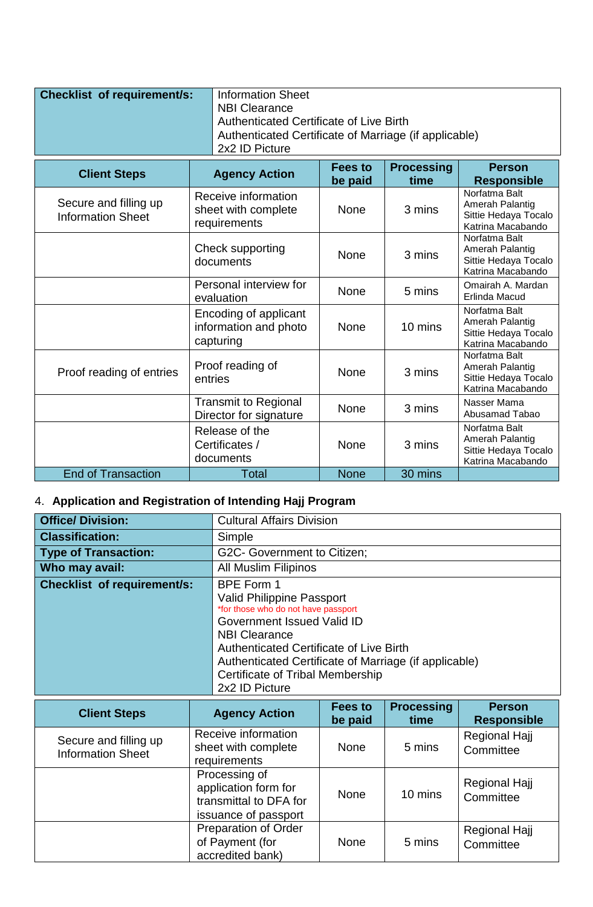| Checklist of requirement/s: | Information Sheet<br>NBI Clearance<br>Authenticated Certificate of Live Birth<br>Authenticated Certificate of Marriage (if applicable)<br>2x2 ID Picture |
|---|---|

| Client Steps | Agency Action | Fees to be paid | Processing time | Person Responsible |
|---|---|---|---|---|
| Secure and filling up Information Sheet | Receive information sheet with complete requirements | None | 3 mins | Norfatma Balt<br>Amerah Palantig<br>Sittie Hedaya Tocalo<br>Katrina Macabando |
| | Check supporting documents | None | 3 mins | Norfatma Balt<br>Amerah Palantig<br>Sittie Hedaya Tocalo<br>Katrina Macabando |
| | Personal interview for evaluation | None | 5 mins | Omairah A. Mardan<br>Erlinda Macud |
| | Encoding of applicant information and photo capturing | None | 10 mins | Norfatma Balt<br>Amerah Palantig<br>Sittie Hedaya Tocalo<br>Katrina Macabando |
| Proof reading of entries | Proof reading of entries | None | 3 mins | Norfatma Balt<br>Amerah Palantig<br>Sittie Hedaya Tocalo<br>Katrina Macabando |
| | Transmit to Regional Director for signature | None | 3 mins | Nasser Mama<br>Abusamad Tabao |
| | Release of the Certificates / documents | None | 3 mins | Norfatma Balt<br>Amerah Palantig<br>Sittie Hedaya Tocalo<br>Katrina Macabando |
| End of Transaction | Total | None | 30 mins | |

4. **Application and Registration of Intending Hajj Program**

| Office/ Division: | Cultural Affairs Division |
|---|---|
| Classification: | Simple |
| Type of Transaction: | G2C- Government to Citizen; |
| Who may avail: | All Muslim Filipinos |
| Checklist of requirement/s: | BPE Form 1<br>Valid Philippine Passport<br>*for those who do not have passport<br>Government Issued Valid ID<br>NBI Clearance<br>Authenticated Certificate of Live Birth<br>Authenticated Certificate of Marriage (if applicable)<br>Certificate of Tribal Membership<br>2x2 ID Picture |

| Client Steps | Agency Action | Fees to be paid | Processing time | Person Responsible |
|---|---|---|---|---|
| Secure and filling up Information Sheet | Receive information sheet with complete requirements | None | 5 mins | Regional Hajj Committee |
| | Processing of application form for transmittal to DFA for issuance of passport | None | 10 mins | Regional Hajj Committee |
| | Preparation of Order of Payment (for accredited bank) | None | 5 mins | Regional Hajj Committee |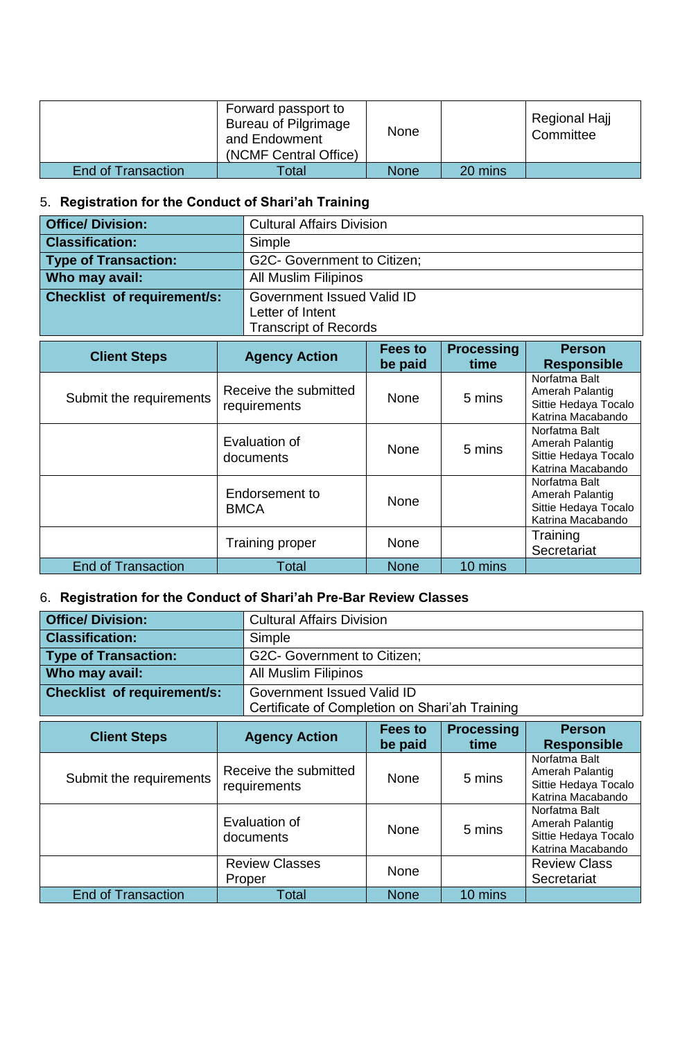|  | Forward passport to Bureau of Pilgrimage and Endowment (NCMF Central Office) | None |  | Regional Hajj Committee |
|---|---|---|---|---|
| End of Transaction | Total | None | 20 mins |  |

5. **Registration for the Conduct of Shari'ah Training**

| **Office/ Division:** | Cultural Affairs Division |
|---|---|
| **Classification:** | Simple |
| **Type of Transaction:** | G2C- Government to Citizen; |
| **Who may avail:** | All Muslim Filipinos |
| **Checklist of requirement/s:** | Government Issued Valid ID<br>Letter of Intent<br>Transcript of Records |

| **Client Steps** | **Agency Action** | **Fees to be paid** | **Processing time** | **Person Responsible** |
|---|---|---|---|---|
| Submit the requirements | Receive the submitted requirements | None | 5 mins | Norfatma Balt<br>Amerah Palantig<br>Sittie Hedaya Tocalo<br>Katrina Macabando |
|  | Evaluation of documents | None | 5 mins | Norfatma Balt<br>Amerah Palantig<br>Sittie Hedaya Tocalo<br>Katrina Macabando |
|  | Endorsement to BMCA | None |  | Norfatma Balt<br>Amerah Palantig<br>Sittie Hedaya Tocalo<br>Katrina Macabando |
|  | Training proper | None |  | Training Secretariat |
| End of Transaction | Total | None | 10 mins |  |

6. **Registration for the Conduct of Shari'ah Pre-Bar Review Classes**

| **Office/ Division:** | Cultural Affairs Division |
|---|---|
| **Classification:** | Simple |
| **Type of Transaction:** | G2C- Government to Citizen; |
| **Who may avail:** | All Muslim Filipinos |
| **Checklist of requirement/s:** | Government Issued Valid ID<br>Certificate of Completion on Shari'ah Training |

| **Client Steps** | **Agency Action** | **Fees to be paid** | **Processing time** | **Person Responsible** |
|---|---|---|---|---|
| Submit the requirements | Receive the submitted requirements | None | 5 mins | Norfatma Balt<br>Amerah Palantig<br>Sittie Hedaya Tocalo<br>Katrina Macabando |
|  | Evaluation of documents | None | 5 mins | Norfatma Balt<br>Amerah Palantig<br>Sittie Hedaya Tocalo<br>Katrina Macabando |
|  | Review Classes Proper | None |  | Review Class Secretariat |
| End of Transaction | Total | None | 10 mins |  |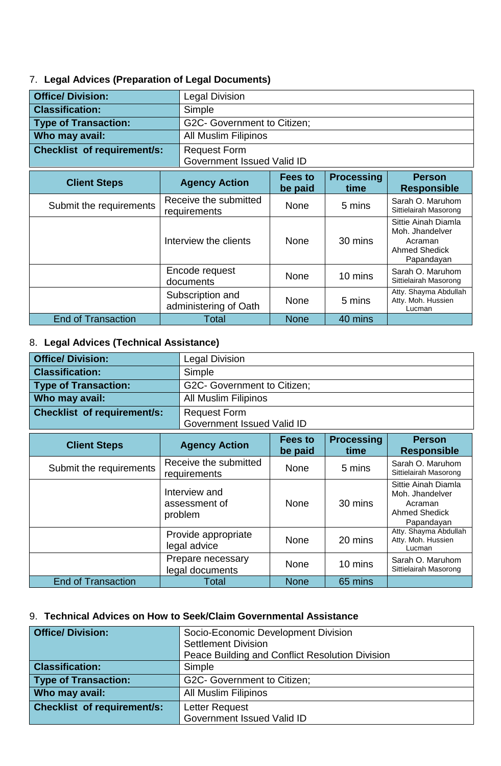7. **Legal Advices (Preparation of Legal Documents)**

| **Office/ Division:** | Legal Division |
|---|---|
| **Classification:** | Simple |
| **Type of Transaction:** | G2C- Government to Citizen; |
| **Who may avail:** | All Muslim Filipinos |
| **Checklist of requirement/s:** | Request Form<br>Government Issued Valid ID |

| Client Steps | Agency Action | Fees to be paid | Processing time | Person Responsible |
|---|---|---|---|---|
| Submit the requirements | Receive the submitted requirements | None | 5 mins | Sarah O. Maruhom<br>Sittielairah Masorong |
| | Interview the clients | None | 30 mins | Sittie Ainah Diamla<br>Moh. Jhandelver Acraman<br>Ahmed Shedick Papandayan |
| | Encode request documents | None | 10 mins | Sarah O. Maruhom<br>Sittielairah Masorong |
| | Subscription and administering of Oath | None | 5 mins | Atty. Shayma Abdullah<br>Atty. Moh. Hussien Lucman |
| End of Transaction | Total | None | 40 mins | |

8. **Legal Advices (Technical Assistance)**

| **Office/ Division:** | Legal Division |
|---|---|
| **Classification:** | Simple |
| **Type of Transaction:** | G2C- Government to Citizen; |
| **Who may avail:** | All Muslim Filipinos |
| **Checklist of requirement/s:** | Request Form<br>Government Issued Valid ID |

| Client Steps | Agency Action | Fees to be paid | Processing time | Person Responsible |
|---|---|---|---|---|
| Submit the requirements | Receive the submitted requirements | None | 5 mins | Sarah O. Maruhom<br>Sittielairah Masorong |
| | Interview and assessment of problem | None | 30 mins | Sittie Ainah Diamla<br>Moh. Jhandelver Acraman<br>Ahmed Shedick Papandayan |
| | Provide appropriate legal advice | None | 20 mins | Atty. Shayma Abdullah<br>Atty. Moh. Hussien Lucman |
| | Prepare necessary legal documents | None | 10 mins | Sarah O. Maruhom<br>Sittielairah Masorong |
| End of Transaction | Total | None | 65 mins | |

9. **Technical Advices on How to Seek/Claim Governmental Assistance**

| **Office/ Division:** | Socio-Economic Development Division<br>Settlement Division<br>Peace Building and Conflict Resolution Division |
|---|---|
| **Classification:** | Simple |
| **Type of Transaction:** | G2C- Government to Citizen; |
| **Who may avail:** | All Muslim Filipinos |
| **Checklist of requirement/s:** | Letter Request<br>Government Issued Valid ID |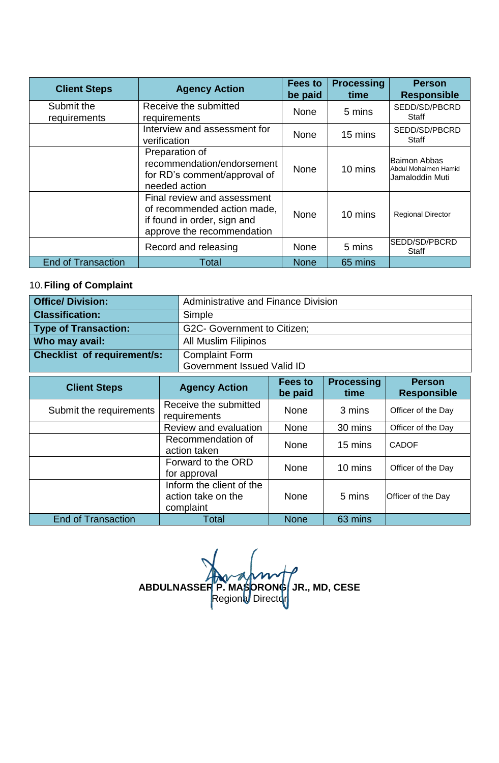| Client Steps | Agency Action | Fees to be paid | Processing time | Person Responsible |
|---|---|---|---|---|
| Submit the requirements | Receive the submitted requirements | None | 5 mins | SEDD/SD/PBCRD Staff |
| | Interview and assessment for verification | None | 15 mins | SEDD/SD/PBCRD Staff |
| | Preparation of recommendation/endorsement for RD's comment/approval of needed action | None | 10 mins | Baimon Abbas Abdul Mohaimen Hamid Jamaloddin Muti |
| | Final review and assessment of recommended action made, if found in order, sign and approve the recommendation | None | 10 mins | Regional Director |
| | Record and releasing | None | 5 mins | SEDD/SD/PBCRD Staff |
| End of Transaction | Total | None | 65 mins | |

10. **Filing of Complaint**

| | |
|---|---|
| **Office/ Division:** | Administrative and Finance Division |
| **Classification:** | Simple |
| **Type of Transaction:** | G2C- Government to Citizen; |
| **Who may avail:** | All Muslim Filipinos |
| **Checklist of requirement/s:** | Complaint Form<br>Government Issued Valid ID |

| Client Steps | Agency Action | Fees to be paid | Processing time | Person Responsible |
|---|---|---|---|---|
| Submit the requirements | Receive the submitted requirements | None | 3 mins | Officer of the Day |
| | Review and evaluation | None | 30 mins | Officer of the Day |
| | Recommendation of action taken | None | 15 mins | CADOF |
| | Forward to the ORD for approval | None | 10 mins | Officer of the Day |
| | Inform the client of the action take on the complaint | None | 5 mins | Officer of the Day |
| End of Transaction | Total | None | 63 mins | |

**ABDULNASSER P. MASORONG JR., MD, CESE**
Regional Director